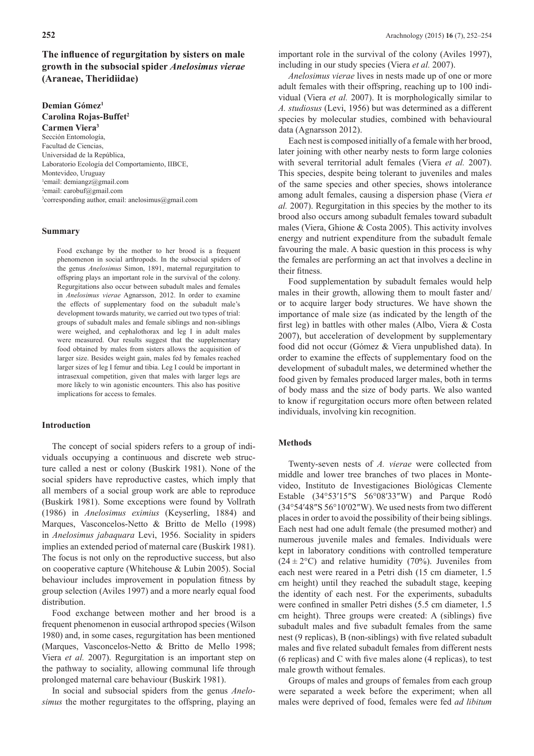# The influence of regurgitation by sisters on male growth in the subsocial spider *Anelosimus vierae* (Araneae, Theridiidae)

**Demian Gómez**[1]
**Carolina Rojas-Buffet**[2]
**Carmen Viera**[3]

Sección Entomología,
Facultad de Ciencias,
Universidad de la República,
Laboratorio Ecología del Comportamiento, IIBCE,
Montevideo, Uruguay
[1]email: demiangz@gmail.com
[2]email: carobuf@gmail.com
[3]corresponding author, email: anelosimus@gmail.com

## Summary

Food exchange by the mother to her brood is a frequent phenomenon in social arthropods. In the subsocial spiders of the genus *Anelosimus* Simon, 1891, maternal regurgitation to offspring plays an important role in the survival of the colony. Regurgitations also occur between subadult males and females in *Anelosimus vierae* Agnarsson, 2012. In order to examine the effects of supplementary food on the subadult male's development towards maturity, we carried out two types of trial: groups of subadult males and female siblings and non-siblings were weighed, and cephalothorax and leg I in adult males were measured. Our results suggest that the supplementary food obtained by males from sisters allows the acquisition of larger size. Besides weight gain, males fed by females reached larger sizes of leg I femur and tibia. Leg I could be important in intrasexual competition, given that males with larger legs are more likely to win agonistic encounters. This also has positive implications for access to females.

## Introduction

The concept of social spiders refers to a group of individuals occupying a continuous and discrete web structure called a nest or colony (Buskirk 1981). None of the social spiders have reproductive castes, which imply that all members of a social group work are able to reproduce (Buskirk 1981). Some exceptions were found by Vollrath (1986) in *Anelosimus eximius* (Keyserling, 1884) and Marques, Vasconcelos-Netto & Britto de Mello (1998) in *Anelosimus jabaquara* Levi, 1956. Sociality in spiders implies an extended period of maternal care (Buskirk 1981). The focus is not only on the reproductive success, but also on cooperative capture (Whitehouse & Lubin 2005). Social behaviour includes improvement in population fitness by group selection (Aviles 1997) and a more nearly equal food distribution.

Food exchange between mother and her brood is a frequent phenomenon in eusocial arthropod species (Wilson 1980) and, in some cases, regurgitation has been mentioned (Marques, Vasconcelos-Netto & Britto de Mello 1998; Viera *et al.* 2007). Regurgitation is an important step on the pathway to sociality, allowing communal life through prolonged maternal care behaviour (Buskirk 1981).

In social and subsocial spiders from the genus *Anelosimus* the mother regurgitates to the offspring, playing an important role in the survival of the colony (Aviles 1997), including in our study species (Viera *et al.* 2007).

*Anelosimus vierae* lives in nests made up of one or more adult females with their offspring, reaching up to 100 individual (Viera *et al.* 2007). It is morphologically similar to *A. studiosus* (Levi, 1956) but was determined as a different species by molecular studies, combined with behavioural data (Agnarsson 2012).

Each nest is composed initially of a female with her brood, later joining with other nearby nests to form large colonies with several territorial adult females (Viera *et al.* 2007). This species, despite being tolerant to juveniles and males of the same species and other species, shows intolerance among adult females, causing a dispersion phase (Viera *et al.* 2007). Regurgitation in this species by the mother to its brood also occurs among subadult females toward subadult males (Viera, Ghione & Costa 2005). This activity involves energy and nutrient expenditure from the subadult female favouring the male. A basic question in this process is why the females are performing an act that involves a decline in their fitness.

Food supplementation by subadult females would help males in their growth, allowing them to moult faster and/or to acquire larger body structures. We have shown the importance of male size (as indicated by the length of the first leg) in battles with other males (Albo, Viera & Costa 2007), but acceleration of development by supplementary food did not occur (Gómez & Viera unpublished data). In order to examine the effects of supplementary food on the development of subadult males, we determined whether the food given by females produced larger males, both in terms of body mass and the size of body parts. We also wanted to know if regurgitation occurs more often between related individuals, involving kin recognition.

## Methods

Twenty-seven nests of *A. vierae* were collected from middle and lower tree branches of two places in Montevideo, Instituto de Investigaciones Biológicas Clemente Estable (34°53′15″S 56°08′33″W) and Parque Rodó (34°54′48″S 56°10′02″W). We used nests from two different places in order to avoid the possibility of their being siblings. Each nest had one adult female (the presumed mother) and numerous juvenile males and females. Individuals were kept in laboratory conditions with controlled temperature ($24 \pm 2$°C) and relative humidity (70%). Juveniles from each nest were reared in a Petri dish (15 cm diameter, 1.5 cm height) until they reached the subadult stage, keeping the identity of each nest. For the experiments, subadults were confined in smaller Petri dishes (5.5 cm diameter, 1.5 cm height). Three groups were created: A (siblings) five subadult males and five subadult females from the same nest (9 replicas), B (non-siblings) with five related subadult males and five related subadult females from different nests (6 replicas) and C with five males alone (4 replicas), to test male growth without females.

Groups of males and groups of females from each group were separated a week before the experiment; when all males were deprived of food, females were fed *ad libitum*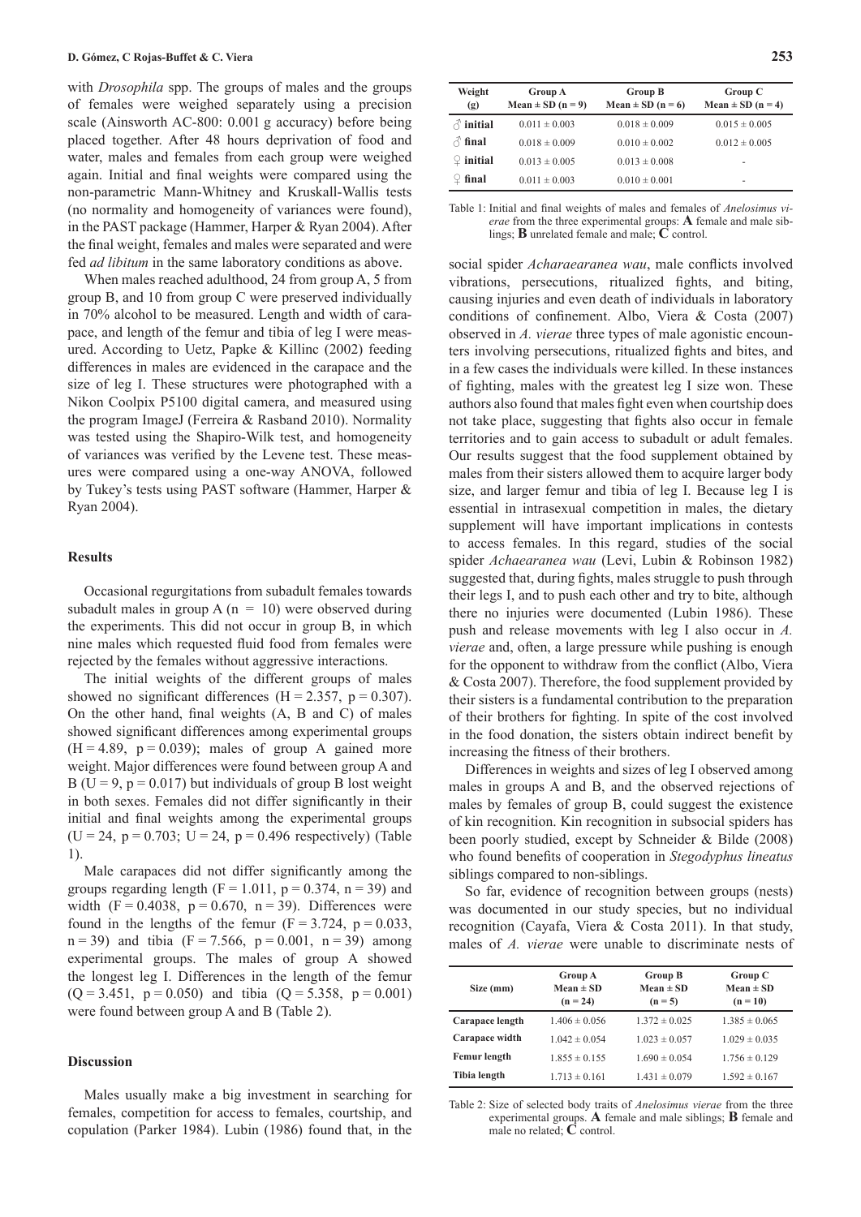with *Drosophila* spp. The groups of males and the groups of females were weighed separately using a precision scale (Ainsworth AC-800: 0.001 g accuracy) before being placed together. After 48 hours deprivation of food and water, males and females from each group were weighed again. Initial and final weights were compared using the non-parametric Mann-Whitney and Kruskall-Wallis tests (no normality and homogeneity of variances were found), in the PAST package (Hammer, Harper & Ryan 2004). After the final weight, females and males were separated and were fed *ad libitum* in the same laboratory conditions as above.

When males reached adulthood, 24 from group A, 5 from group B, and 10 from group C were preserved individually in 70% alcohol to be measured. Length and width of carapace, and length of the femur and tibia of leg I were measured. According to Uetz, Papke & Killinc (2002) feeding differences in males are evidenced in the carapace and the size of leg I. These structures were photographed with a Nikon Coolpix P5100 digital camera, and measured using the program ImageJ (Ferreira & Rasband 2010). Normality was tested using the Shapiro-Wilk test, and homogeneity of variances was verified by the Levene test. These measures were compared using a one-way ANOVA, followed by Tukey's tests using PAST software (Hammer, Harper & Ryan 2004).

## Results

Occasional regurgitations from subadult females towards subadult males in group A ($n = 10$) were observed during the experiments. This did not occur in group B, in which nine males which requested fluid food from females were rejected by the females without aggressive interactions.

The initial weights of the different groups of males showed no significant differences ($H = 2.357$, $p = 0.307$). On the other hand, final weights (A, B and C) of males showed significant differences among experimental groups ($H = 4.89$, $p = 0.039$); males of group A gained more weight. Major differences were found between group A and B ($U = 9$, $p = 0.017$) but individuals of group B lost weight in both sexes. Females did not differ significantly in their initial and final weights among the experimental groups ($U = 24$, $p = 0.703$; $U = 24$, $p = 0.496$ respectively) (Table 1).

Male carapaces did not differ significantly among the groups regarding length ($F = 1.011$, $p = 0.374$, $n = 39$) and width ($F = 0.4038$, $p = 0.670$, $n = 39$). Differences were found in the lengths of the femur ($F = 3.724$, $p = 0.033$, $n = 39$) and tibia ($F = 7.566$, $p = 0.001$, $n = 39$) among experimental groups. The males of group A showed the longest leg I. Differences in the length of the femur ($Q = 3.451$, $p = 0.050$) and tibia ($Q = 5.358$, $p = 0.001$) were found between group A and B (Table 2).

## Discussion

Males usually make a big investment in searching for females, competition for access to females, courtship, and copulation (Parker 1984). Lubin (1986) found that, in the social spider *Acharaearanea wau*, male conflicts involved vibrations, persecutions, ritualized fights, and biting, causing injuries and even death of individuals in laboratory conditions of confinement. Albo, Viera & Costa (2007) observed in *A. vierae* three types of male agonistic encounters involving persecutions, ritualized fights and bites, and in a few cases the individuals were killed. In these instances of fighting, males with the greatest leg I size won. These authors also found that males fight even when courtship does not take place, suggesting that fights also occur in female territories and to gain access to subadult or adult females. Our results suggest that the food supplement obtained by males from their sisters allowed them to acquire larger body size, and larger femur and tibia of leg I. Because leg I is essential in intrasexual competition in males, the dietary supplement will have important implications in contests to access females. In this regard, studies of the social spider *Achaearanea wau* (Levi, Lubin & Robinson 1982) suggested that, during fights, males struggle to push through their legs I, and to push each other and try to bite, although there no injuries were documented (Lubin 1986). These push and release movements with leg I also occur in *A. vierae* and, often, a large pressure while pushing is enough for the opponent to withdraw from the conflict (Albo, Viera & Costa 2007). Therefore, the food supplement provided by their sisters is a fundamental contribution to the preparation of their brothers for fighting. In spite of the cost involved in the food donation, the sisters obtain indirect benefit by increasing the fitness of their brothers.

Differences in weights and sizes of leg I observed among males in groups A and B, and the observed rejections of males by females of group B, could suggest the existence of kin recognition. Kin recognition in subsocial spiders has been poorly studied, except by Schneider & Bilde (2008) who found benefits of cooperation in *Stegodyphus lineatus* siblings compared to non-siblings.

So far, evidence of recognition between groups (nests) was documented in our study species, but no individual recognition (Cayafa, Viera & Costa 2011). In that study, males of *A. vierae* were unable to discriminate nests of

| Weight (g) | Group A Mean ± SD (n = 9) | Group B Mean ± SD (n = 6) | Group C Mean ± SD (n = 4) |
|---|---|---|---|
| ♂ initial | 0.011 ± 0.003 | 0.018 ± 0.009 | 0.015 ± 0.005 |
| ♂ final | 0.018 ± 0.009 | 0.010 ± 0.002 | 0.012 ± 0.005 |
| ♀ initial | 0.013 ± 0.005 | 0.013 ± 0.008 | - |
| ♀ final | 0.011 ± 0.003 | 0.010 ± 0.001 | - |

Table 1: Initial and final weights of males and females of *Anelosimus vierae* from the three experimental groups: **A** female and male siblings; **B** unrelated female and male; **C** control.

| Size (mm) | Group A Mean ± SD (n = 24) | Group B Mean ± SD (n = 5) | Group C Mean ± SD (n = 10) |
|---|---|---|---|
| **Carapace length** | 1.406 ± 0.056 | 1.372 ± 0.025 | 1.385 ± 0.065 |
| **Carapace width** | 1.042 ± 0.054 | 1.023 ± 0.057 | 1.029 ± 0.035 |
| **Femur length** | 1.855 ± 0.155 | 1.690 ± 0.054 | 1.756 ± 0.129 |
| **Tibia length** | 1.713 ± 0.161 | 1.431 ± 0.079 | 1.592 ± 0.167 |

Table 2: Size of selected body traits of *Anelosimus vierae* from the three experimental groups. **A** female and male siblings; **B** female and male no related; **C** control.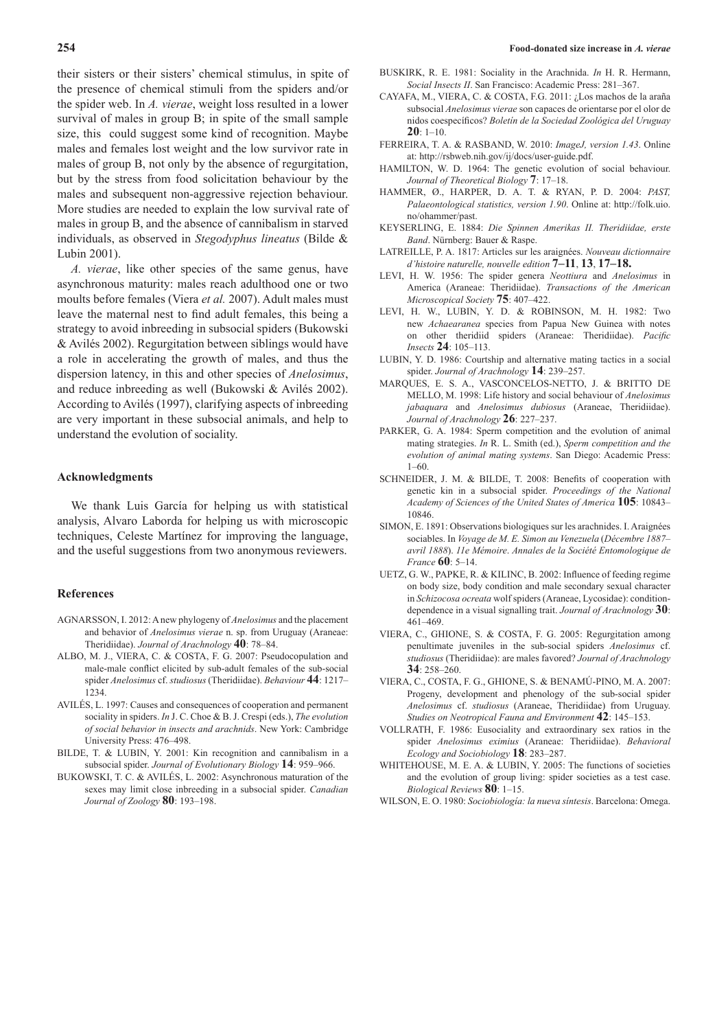their sisters or their sisters' chemical stimulus, in spite of the presence of chemical stimuli from the spiders and/or the spider web. In *A. vierae*, weight loss resulted in a lower survival of males in group B; in spite of the small sample size, this could suggest some kind of recognition. Maybe males and females lost weight and the low survivor rate in males of group B, not only by the absence of regurgitation, but by the stress from food solicitation behaviour by the males and subsequent non-aggressive rejection behaviour. More studies are needed to explain the low survival rate of males in group B, and the absence of cannibalism in starved individuals, as observed in *Stegodyphus lineatus* (Bilde & Lubin 2001).

*A. vierae*, like other species of the same genus, have asynchronous maturity: males reach adulthood one or two moults before females (Viera *et al.* 2007). Adult males must leave the maternal nest to find adult females, this being a strategy to avoid inbreeding in subsocial spiders (Bukowski & Avilés 2002). Regurgitation between siblings would have a role in accelerating the growth of males, and thus the dispersion latency, in this and other species of *Anelosimus*, and reduce inbreeding as well (Bukowski & Avilés 2002). According to Avilés (1997), clarifying aspects of inbreeding are very important in these subsocial animals, and help to understand the evolution of sociality.

## Acknowledgments

We thank Luis García for helping us with statistical analysis, Alvaro Laborda for helping us with microscopic techniques, Celeste Martínez for improving the language, and the useful suggestions from two anonymous reviewers.

## References

- AGNARSSON, I. 2012: A new phylogeny of *Anelosimus* and the placement and behavior of *Anelosimus vierae* n. sp. from Uruguay (Araneae: Theridiidae). *Journal of Arachnology* **40**: 78–84.
- ALBO, M. J., VIERA, C. & COSTA, F. G. 2007: Pseudocopulation and male-male conflict elicited by sub-adult females of the sub-social spider *Anelosimus* cf. *studiosus* (Theridiidae). *Behaviour* **44**: 1217–1234.
- AVILÉS, L. 1997: Causes and consequences of cooperation and permanent sociality in spiders. *In* J. C. Choe & B. J. Crespi (eds.), *The evolution of social behavior in insects and arachnids*. New York: Cambridge University Press: 476–498.
- BILDE, T. & LUBIN, Y. 2001: Kin recognition and cannibalism in a subsocial spider. *Journal of Evolutionary Biology* **14**: 959–966.
- BUKOWSKI, T. C. & AVILÉS, L. 2002: Asynchronous maturation of the sexes may limit close inbreeding in a subsocial spider. *Canadian Journal of Zoology* **80**: 193–198.
- BUSKIRK, R. E. 1981: Sociality in the Arachnida. *In* H. R. Hermann, *Social Insects II*. San Francisco: Academic Press: 281–367.
- CAYAFA, M., VIERA, C. & COSTA, F.G. 2011: ¿Los machos de la araña subsocial *Anelosimus vierae* son capaces de orientarse por el olor de nidos coespecíficos? *Boletín de la Sociedad Zoológica del Uruguay* **20**: 1–10.
- FERREIRA, T. A. & RASBAND, W. 2010: *ImageJ, version 1.43*. Online at: http://rsbweb.nih.gov/ij/docs/user-guide.pdf.
- HAMILTON, W. D. 1964: The genetic evolution of social behaviour. *Journal of Theoretical Biology* **7**: 17–18.
- HAMMER, Ø., HARPER, D. A. T. & RYAN, P. D. 2004: *PAST, Palaeontological statistics, version 1.90*. Online at: http://folk.uio.no/ohammer/past.
- KEYSERLING, E. 1884: *Die Spinnen Amerikas II. Theridiidae, erste Band*. Nürnberg: Bauer & Raspe.
- LATREILLE, P. A. 1817: Articles sur les araignées. *Nouveau dictionnaire d'histoire naturelle, nouvelle edition* **7–11**, **13**, **17–18.**
- LEVI, H. W. 1956: The spider genera *Neottiura* and *Anelosimus* in America (Araneae: Theridiidae). *Transactions of the American Microscopical Society* **75**: 407–422.
- LEVI, H. W., LUBIN, Y. D. & ROBINSON, M. H. 1982: Two new *Achaearanea* species from Papua New Guinea with notes on other theridiid spiders (Araneae: Theridiidae). *Pacific Insects* **24**: 105–113.
- LUBIN, Y. D. 1986: Courtship and alternative mating tactics in a social spider. *Journal of Arachnology* **14**: 239–257.
- MARQUES, E. S. A., VASCONCELOS-NETTO, J. & BRITTO DE MELLO, M. 1998: Life history and social behaviour of *Anelosimus jabaquara* and *Anelosimus dubiosus* (Araneae, Theridiidae). *Journal of Arachnology* **26**: 227–237.
- PARKER, G. A. 1984: Sperm competition and the evolution of animal mating strategies. *In* R. L. Smith (ed.), *Sperm competition and the evolution of animal mating systems*. San Diego: Academic Press: 1–60.
- SCHNEIDER, J. M. & BILDE, T. 2008: Benefits of cooperation with genetic kin in a subsocial spider. *Proceedings of the National Academy of Sciences of the United States of America* **105**: 10843–10846.
- SIMON, E. 1891: Observations biologiques sur les arachnides. I. Araignées sociables. In *Voyage de M. E. Simon au Venezuela* (*Décembre 1887–avril 1888*). *11e Mémoire*. *Annales de la Société Entomologique de France* **60**: 5–14.
- UETZ, G. W., PAPKE, R. & KILINC, B. 2002: Influence of feeding regime on body size, body condition and male secondary sexual character in *Schizocosa ocreata* wolf spiders (Araneae, Lycosidae): condition-dependence in a visual signalling trait. *Journal of Arachnology* **30**: 461–469.
- VIERA, C., GHIONE, S. & COSTA, F. G. 2005: Regurgitation among penultimate juveniles in the sub-social spiders *Anelosimus* cf. *studiosus* (Theridiidae): are males favored? *Journal of Arachnology* **34**: 258–260.
- VIERA, C., COSTA, F. G., GHIONE, S. & BENAMÚ-PINO, M. A. 2007: Progeny, development and phenology of the sub-social spider *Anelosimus* cf. *studiosus* (Araneae, Theridiidae) from Uruguay. *Studies on Neotropical Fauna and Environment* **42**: 145–153.
- VOLLRATH, F. 1986: Eusociality and extraordinary sex ratios in the spider *Anelosimus eximius* (Araneae: Theridiidae). *Behavioral Ecology and Sociobiology* **18**: 283–287.
- WHITEHOUSE, M. E. A. & LUBIN, Y. 2005: The functions of societies and the evolution of group living: spider societies as a test case. *Biological Reviews* **80**: 1–15.
- WILSON, E. O. 1980: *Sociobiología: la nueva síntesis*. Barcelona: Omega.